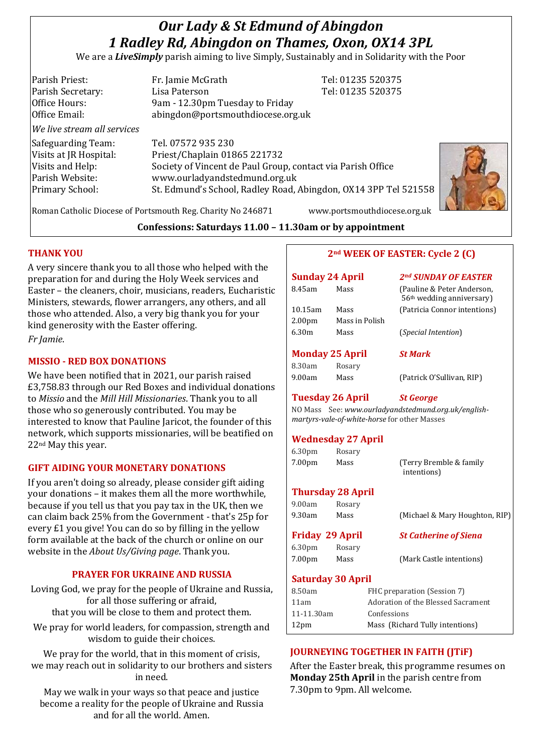# *Our Lady & St Edmund of Abingdon*
# *1 Radley Rd, Abingdon on Thames, Oxon, OX14 3PL*

We are a ***LiveSimply*** parish aiming to live Simply, Sustainably and in Solidarity with the Poor

| | | |
|---|---|---|
| Parish Priest: | Fr. Jamie McGrath | Tel: 01235 520375 |
| Parish Secretary: | Lisa Paterson | Tel: 01235 520375 |
| Office Hours: | 9am - 12.30pm Tuesday to Friday | |
| Office Email: | abingdon@portsmouthdiocese.org.uk | |

*We live stream all services*

| | |
|---|---|
| Safeguarding Team: | Tel. 07572 935 230 |
| Visits at JR Hospital: | Priest/Chaplain 01865 221732 |
| Visits and Help: | Society of Vincent de Paul Group, contact via Parish Office |
| Parish Website: | www.ourladyandstedmund.org.uk |
| Primary School: | St. Edmund's School, Radley Road, Abingdon, OX14 3PP Tel 521558 |

Roman Catholic Diocese of Portsmouth Reg. Charity No 246871 www.portsmouthdiocese.org.uk

**Confessions: Saturdays 11.00 – 11.30am or by appointment**

## THANK YOU

A very sincere thank you to all those who helped with the preparation for and during the Holy Week services and Easter – the cleaners, choir, musicians, readers, Eucharistic Ministers, stewards, flower arrangers, any others, and all those who attended. Also, a very big thank you for your kind generosity with the Easter offering.

*Fr Jamie*.

## MISSIO - RED BOX DONATIONS

We have been notified that in 2021, our parish raised £3,758.83 through our Red Boxes and individual donations to *Missio* and the *Mill Hill Missionaries*. Thank you to all those who so generously contributed. You may be interested to know that Pauline Jaricot, the founder of this network, which supports missionaries, will be beatified on 22nd May this year.

## GIFT AIDING YOUR MONETARY DONATIONS

If you aren't doing so already, please consider gift aiding your donations – it makes them all the more worthwhile, because if you tell us that you pay tax in the UK, then we can claim back 25% from the Government - that's 25p for every £1 you give! You can do so by filling in the yellow form available at the back of the church or online on our website in the *About Us/Giving page*. Thank you.

## PRAYER FOR UKRAINE AND RUSSIA

Loving God, we pray for the people of Ukraine and Russia, for all those suffering or afraid, that you will be close to them and protect them.

We pray for world leaders, for compassion, strength and wisdom to guide their choices.

We pray for the world, that in this moment of crisis, we may reach out in solidarity to our brothers and sisters in need.

May we walk in your ways so that peace and justice become a reality for the people of Ukraine and Russia and for all the world. Amen.

## 2nd WEEK OF EASTER: Cycle 2 (C)

**Sunday 24 April** — ***2nd SUNDAY OF EASTER***

| | | |
|---|---|---|
| 8.45am | Mass | (Pauline & Peter Anderson, 56th wedding anniversary) |
| 10.15am | Mass | (Patricia Connor intentions) |
| 2.00pm | Mass in Polish | |
| 6.30m | Mass | (*Special Intention*) |

**Monday 25 April** — ***St Mark***

| | | |
|---|---|---|
| 8.30am | Rosary | |
| 9.00am | Mass | (Patrick O'Sullivan, RIP) |

**Tuesday 26 April** — ***St George***

NO Mass See: *www.ourladyandstedmund.org.uk/english-martyrs-vale-of-white-horse* for other Masses

**Wednesday 27 April**

| | | |
|---|---|---|
| 6.30pm | Rosary | |
| 7.00pm | Mass | (Terry Bremble & family intentions) |

**Thursday 28 April**

| | | |
|---|---|---|
| 9.00am | Rosary | |
| 9.30am | Mass | (Michael & Mary Houghton, RIP) |

**Friday 29 April** — ***St Catherine of Siena***

| | | |
|---|---|---|
| 6.30pm | Rosary | |
| 7.00pm | Mass | (Mark Castle intentions) |

**Saturday 30 April**

| | |
|---|---|
| 8.50am | FHC preparation (Session 7) |
| 11am | Adoration of the Blessed Sacrament |
| 11-11.30am | Confessions |
| 12pm | Mass (Richard Tully intentions) |

## JOURNEYING TOGETHER IN FAITH (JTiF)

After the Easter break, this programme resumes on **Monday 25th April** in the parish centre from 7.30pm to 9pm. All welcome.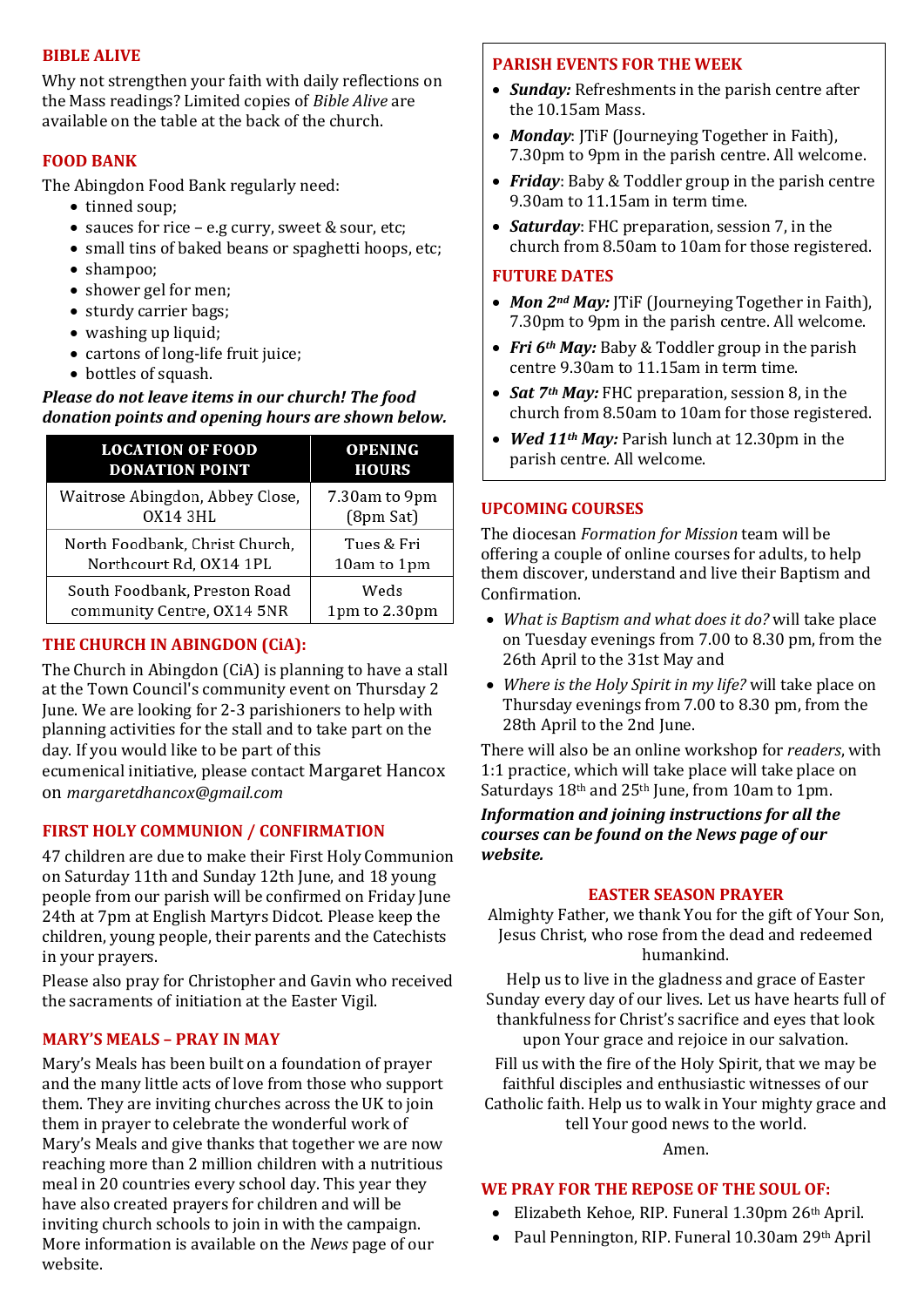## BIBLE ALIVE

Why not strengthen your faith with daily reflections on the Mass readings? Limited copies of *Bible Alive* are available on the table at the back of the church.

## FOOD BANK

The Abingdon Food Bank regularly need:

- tinned soup;
- sauces for rice – e.g curry, sweet & sour, etc;
- small tins of baked beans or spaghetti hoops, etc;
- shampoo;
- shower gel for men;
- sturdy carrier bags;
- washing up liquid;
- cartons of long-life fruit juice;
- bottles of squash.

***Please do not leave items in our church! The food donation points and opening hours are shown below.***

| LOCATION OF FOOD DONATION POINT | OPENING HOURS |
|---|---|
| Waitrose Abingdon, Abbey Close, OX14 3HL | 7.30am to 9pm (8pm Sat) |
| North Foodbank, Christ Church, Northcourt Rd, OX14 1PL | Tues & Fri 10am to 1pm |
| South Foodbank, Preston Road community Centre, OX14 5NR | Weds 1pm to 2.30pm |

## THE CHURCH IN ABINGDON (CiA):

The Church in Abingdon (CiA) is planning to have a stall at the Town Council's community event on Thursday 2 June. We are looking for 2-3 parishioners to help with planning activities for the stall and to take part on the day. If you would like to be part of this ecumenical initiative, please contact Margaret Hancox on *margaretdhancox@gmail.com*

## FIRST HOLY COMMUNION / CONFIRMATION

47 children are due to make their First Holy Communion on Saturday 11th and Sunday 12th June, and 18 young people from our parish will be confirmed on Friday June 24th at 7pm at English Martyrs Didcot. Please keep the children, young people, their parents and the Catechists in your prayers.

Please also pray for Christopher and Gavin who received the sacraments of initiation at the Easter Vigil.

## MARY'S MEALS – PRAY IN MAY

Mary's Meals has been built on a foundation of prayer and the many little acts of love from those who support them. They are inviting churches across the UK to join them in prayer to celebrate the wonderful work of Mary's Meals and give thanks that together we are now reaching more than 2 million children with a nutritious meal in 20 countries every school day. This year they have also created prayers for children and will be inviting church schools to join in with the campaign. More information is available on the *News* page of our website.

## PARISH EVENTS FOR THE WEEK

- ***Sunday:*** Refreshments in the parish centre after the 10.15am Mass.
- ***Monday***: JTiF (Journeying Together in Faith), 7.30pm to 9pm in the parish centre. All welcome.
- ***Friday***: Baby & Toddler group in the parish centre 9.30am to 11.15am in term time.
- ***Saturday***: FHC preparation, session 7, in the church from 8.50am to 10am for those registered.

## FUTURE DATES

- ***Mon 2nd May:*** JTiF (Journeying Together in Faith), 7.30pm to 9pm in the parish centre. All welcome.
- ***Fri 6th May:*** Baby & Toddler group in the parish centre 9.30am to 11.15am in term time.
- ***Sat 7th May:*** FHC preparation, session 8, in the church from 8.50am to 10am for those registered.
- ***Wed 11th May:*** Parish lunch at 12.30pm in the parish centre. All welcome.

## UPCOMING COURSES

The diocesan *Formation for Mission* team will be offering a couple of online courses for adults, to help them discover, understand and live their Baptism and Confirmation.

- *What is Baptism and what does it do?* will take place on Tuesday evenings from 7.00 to 8.30 pm, from the 26th April to the 31st May and
- *Where is the Holy Spirit in my life?* will take place on Thursday evenings from 7.00 to 8.30 pm, from the 28th April to the 2nd June.

There will also be an online workshop for *readers*, with 1:1 practice, which will take place will take place on Saturdays 18th and 25th June, from 10am to 1pm.

***Information and joining instructions for all the courses can be found on the News page of our website.***

## EASTER SEASON PRAYER

Almighty Father, we thank You for the gift of Your Son, Jesus Christ, who rose from the dead and redeemed humankind.

Help us to live in the gladness and grace of Easter Sunday every day of our lives. Let us have hearts full of thankfulness for Christ's sacrifice and eyes that look upon Your grace and rejoice in our salvation.

Fill us with the fire of the Holy Spirit, that we may be faithful disciples and enthusiastic witnesses of our Catholic faith. Help us to walk in Your mighty grace and tell Your good news to the world.

Amen.

## WE PRAY FOR THE REPOSE OF THE SOUL OF:

- Elizabeth Kehoe, RIP. Funeral 1.30pm 26th April.
- Paul Pennington, RIP. Funeral 10.30am 29th April